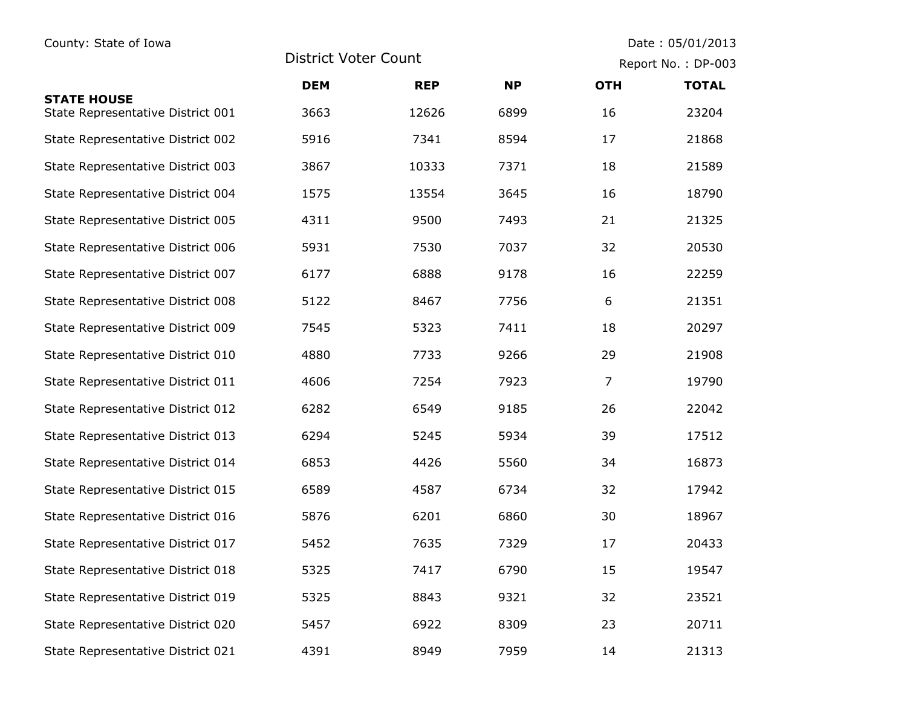County: State of Iowa

Date : 05/01/2013

# District Voter Count

Report No. : DP-003

| | DEM | REP | NP | OTH | TOTAL |
|---|---|---|---|---|---|
| **STATE HOUSE** | | | | | |
| State Representative District 001 | 3663 | 12626 | 6899 | 16 | 23204 |
| State Representative District 002 | 5916 | 7341 | 8594 | 17 | 21868 |
| State Representative District 003 | 3867 | 10333 | 7371 | 18 | 21589 |
| State Representative District 004 | 1575 | 13554 | 3645 | 16 | 18790 |
| State Representative District 005 | 4311 | 9500 | 7493 | 21 | 21325 |
| State Representative District 006 | 5931 | 7530 | 7037 | 32 | 20530 |
| State Representative District 007 | 6177 | 6888 | 9178 | 16 | 22259 |
| State Representative District 008 | 5122 | 8467 | 7756 | 6 | 21351 |
| State Representative District 009 | 7545 | 5323 | 7411 | 18 | 20297 |
| State Representative District 010 | 4880 | 7733 | 9266 | 29 | 21908 |
| State Representative District 011 | 4606 | 7254 | 7923 | 7 | 19790 |
| State Representative District 012 | 6282 | 6549 | 9185 | 26 | 22042 |
| State Representative District 013 | 6294 | 5245 | 5934 | 39 | 17512 |
| State Representative District 014 | 6853 | 4426 | 5560 | 34 | 16873 |
| State Representative District 015 | 6589 | 4587 | 6734 | 32 | 17942 |
| State Representative District 016 | 5876 | 6201 | 6860 | 30 | 18967 |
| State Representative District 017 | 5452 | 7635 | 7329 | 17 | 20433 |
| State Representative District 018 | 5325 | 7417 | 6790 | 15 | 19547 |
| State Representative District 019 | 5325 | 8843 | 9321 | 32 | 23521 |
| State Representative District 020 | 5457 | 6922 | 8309 | 23 | 20711 |
| State Representative District 021 | 4391 | 8949 | 7959 | 14 | 21313 |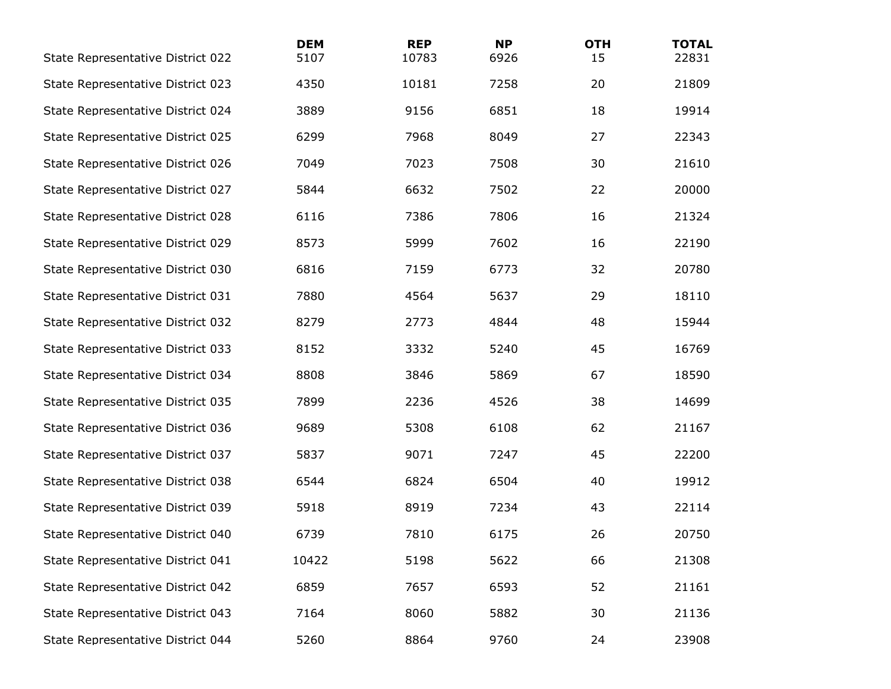| | DEM | REP | NP | OTH | TOTAL |
|---|---|---|---|---|---|
| State Representative District 022 | 5107 | 10783 | 6926 | 15 | 22831 |
| State Representative District 023 | 4350 | 10181 | 7258 | 20 | 21809 |
| State Representative District 024 | 3889 | 9156 | 6851 | 18 | 19914 |
| State Representative District 025 | 6299 | 7968 | 8049 | 27 | 22343 |
| State Representative District 026 | 7049 | 7023 | 7508 | 30 | 21610 |
| State Representative District 027 | 5844 | 6632 | 7502 | 22 | 20000 |
| State Representative District 028 | 6116 | 7386 | 7806 | 16 | 21324 |
| State Representative District 029 | 8573 | 5999 | 7602 | 16 | 22190 |
| State Representative District 030 | 6816 | 7159 | 6773 | 32 | 20780 |
| State Representative District 031 | 7880 | 4564 | 5637 | 29 | 18110 |
| State Representative District 032 | 8279 | 2773 | 4844 | 48 | 15944 |
| State Representative District 033 | 8152 | 3332 | 5240 | 45 | 16769 |
| State Representative District 034 | 8808 | 3846 | 5869 | 67 | 18590 |
| State Representative District 035 | 7899 | 2236 | 4526 | 38 | 14699 |
| State Representative District 036 | 9689 | 5308 | 6108 | 62 | 21167 |
| State Representative District 037 | 5837 | 9071 | 7247 | 45 | 22200 |
| State Representative District 038 | 6544 | 6824 | 6504 | 40 | 19912 |
| State Representative District 039 | 5918 | 8919 | 7234 | 43 | 22114 |
| State Representative District 040 | 6739 | 7810 | 6175 | 26 | 20750 |
| State Representative District 041 | 10422 | 5198 | 5622 | 66 | 21308 |
| State Representative District 042 | 6859 | 7657 | 6593 | 52 | 21161 |
| State Representative District 043 | 7164 | 8060 | 5882 | 30 | 21136 |
| State Representative District 044 | 5260 | 8864 | 9760 | 24 | 23908 |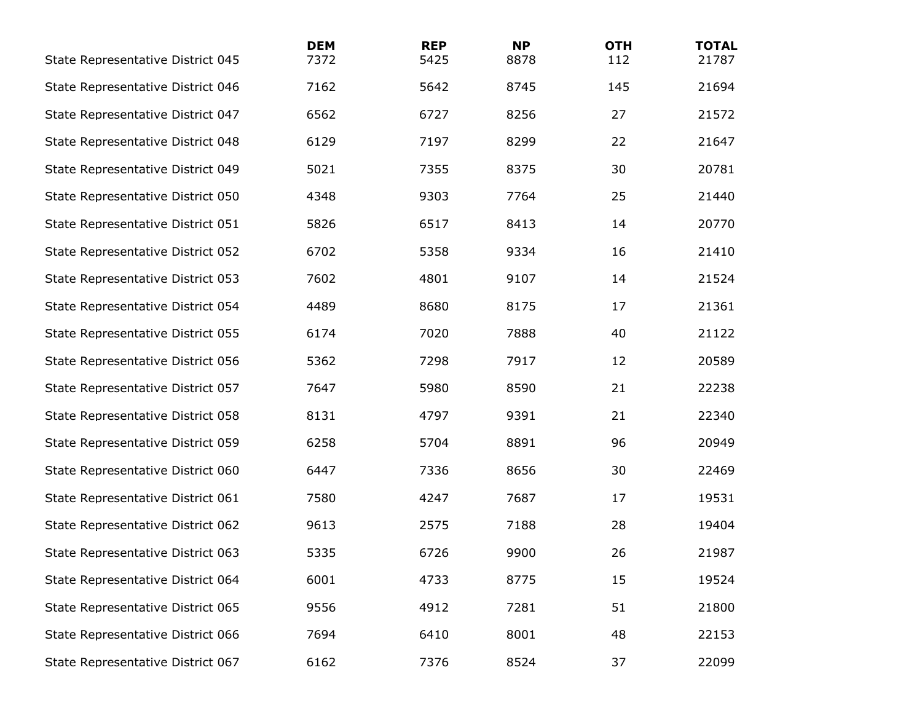| | DEM | REP | NP | OTH | TOTAL |
|---|---|---|---|---|---|
| State Representative District 045 | 7372 | 5425 | 8878 | 112 | 21787 |
| State Representative District 046 | 7162 | 5642 | 8745 | 145 | 21694 |
| State Representative District 047 | 6562 | 6727 | 8256 | 27 | 21572 |
| State Representative District 048 | 6129 | 7197 | 8299 | 22 | 21647 |
| State Representative District 049 | 5021 | 7355 | 8375 | 30 | 20781 |
| State Representative District 050 | 4348 | 9303 | 7764 | 25 | 21440 |
| State Representative District 051 | 5826 | 6517 | 8413 | 14 | 20770 |
| State Representative District 052 | 6702 | 5358 | 9334 | 16 | 21410 |
| State Representative District 053 | 7602 | 4801 | 9107 | 14 | 21524 |
| State Representative District 054 | 4489 | 8680 | 8175 | 17 | 21361 |
| State Representative District 055 | 6174 | 7020 | 7888 | 40 | 21122 |
| State Representative District 056 | 5362 | 7298 | 7917 | 12 | 20589 |
| State Representative District 057 | 7647 | 5980 | 8590 | 21 | 22238 |
| State Representative District 058 | 8131 | 4797 | 9391 | 21 | 22340 |
| State Representative District 059 | 6258 | 5704 | 8891 | 96 | 20949 |
| State Representative District 060 | 6447 | 7336 | 8656 | 30 | 22469 |
| State Representative District 061 | 7580 | 4247 | 7687 | 17 | 19531 |
| State Representative District 062 | 9613 | 2575 | 7188 | 28 | 19404 |
| State Representative District 063 | 5335 | 6726 | 9900 | 26 | 21987 |
| State Representative District 064 | 6001 | 4733 | 8775 | 15 | 19524 |
| State Representative District 065 | 9556 | 4912 | 7281 | 51 | 21800 |
| State Representative District 066 | 7694 | 6410 | 8001 | 48 | 22153 |
| State Representative District 067 | 6162 | 7376 | 8524 | 37 | 22099 |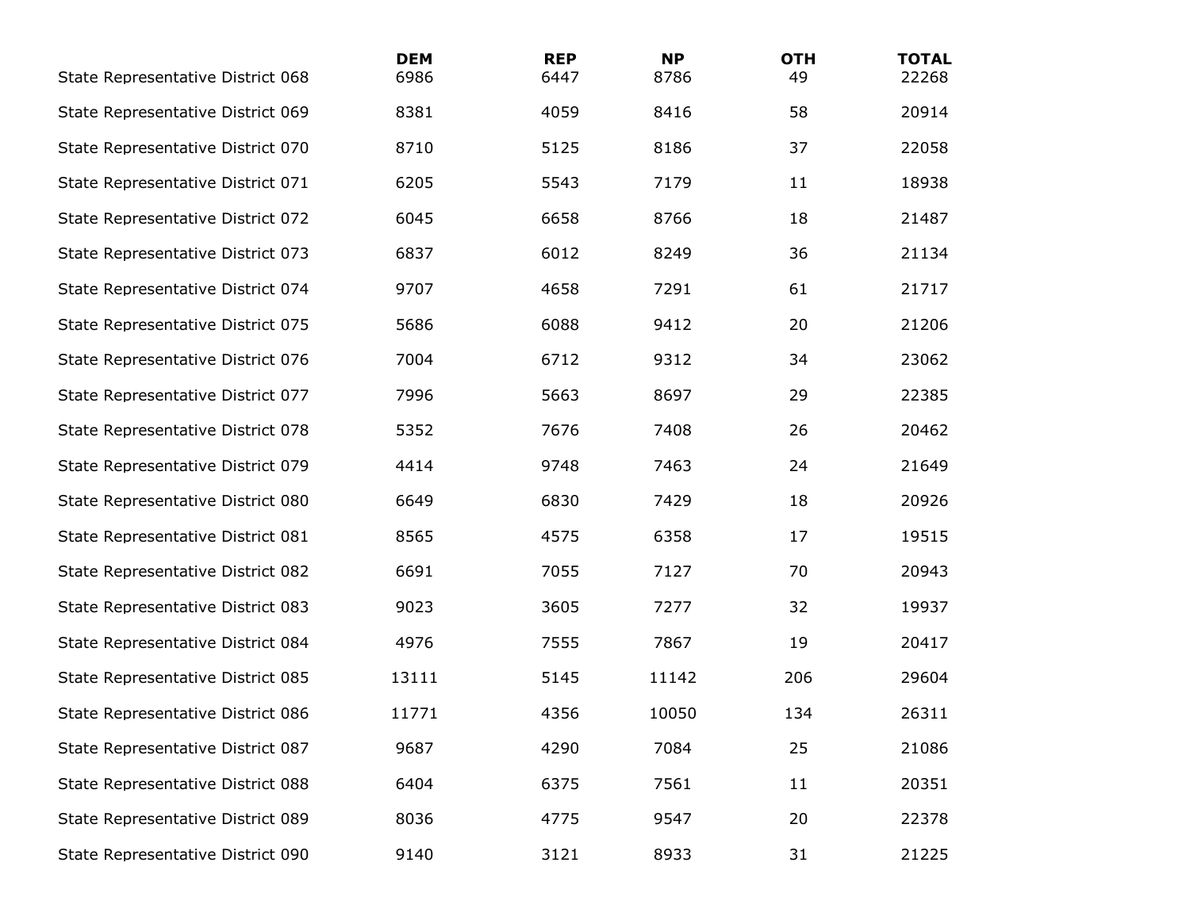| | DEM | REP | NP | OTH | TOTAL |
|---|---|---|---|---|---|
| State Representative District 068 | 6986 | 6447 | 8786 | 49 | 22268 |
| State Representative District 069 | 8381 | 4059 | 8416 | 58 | 20914 |
| State Representative District 070 | 8710 | 5125 | 8186 | 37 | 22058 |
| State Representative District 071 | 6205 | 5543 | 7179 | 11 | 18938 |
| State Representative District 072 | 6045 | 6658 | 8766 | 18 | 21487 |
| State Representative District 073 | 6837 | 6012 | 8249 | 36 | 21134 |
| State Representative District 074 | 9707 | 4658 | 7291 | 61 | 21717 |
| State Representative District 075 | 5686 | 6088 | 9412 | 20 | 21206 |
| State Representative District 076 | 7004 | 6712 | 9312 | 34 | 23062 |
| State Representative District 077 | 7996 | 5663 | 8697 | 29 | 22385 |
| State Representative District 078 | 5352 | 7676 | 7408 | 26 | 20462 |
| State Representative District 079 | 4414 | 9748 | 7463 | 24 | 21649 |
| State Representative District 080 | 6649 | 6830 | 7429 | 18 | 20926 |
| State Representative District 081 | 8565 | 4575 | 6358 | 17 | 19515 |
| State Representative District 082 | 6691 | 7055 | 7127 | 70 | 20943 |
| State Representative District 083 | 9023 | 3605 | 7277 | 32 | 19937 |
| State Representative District 084 | 4976 | 7555 | 7867 | 19 | 20417 |
| State Representative District 085 | 13111 | 5145 | 11142 | 206 | 29604 |
| State Representative District 086 | 11771 | 4356 | 10050 | 134 | 26311 |
| State Representative District 087 | 9687 | 4290 | 7084 | 25 | 21086 |
| State Representative District 088 | 6404 | 6375 | 7561 | 11 | 20351 |
| State Representative District 089 | 8036 | 4775 | 9547 | 20 | 22378 |
| State Representative District 090 | 9140 | 3121 | 8933 | 31 | 21225 |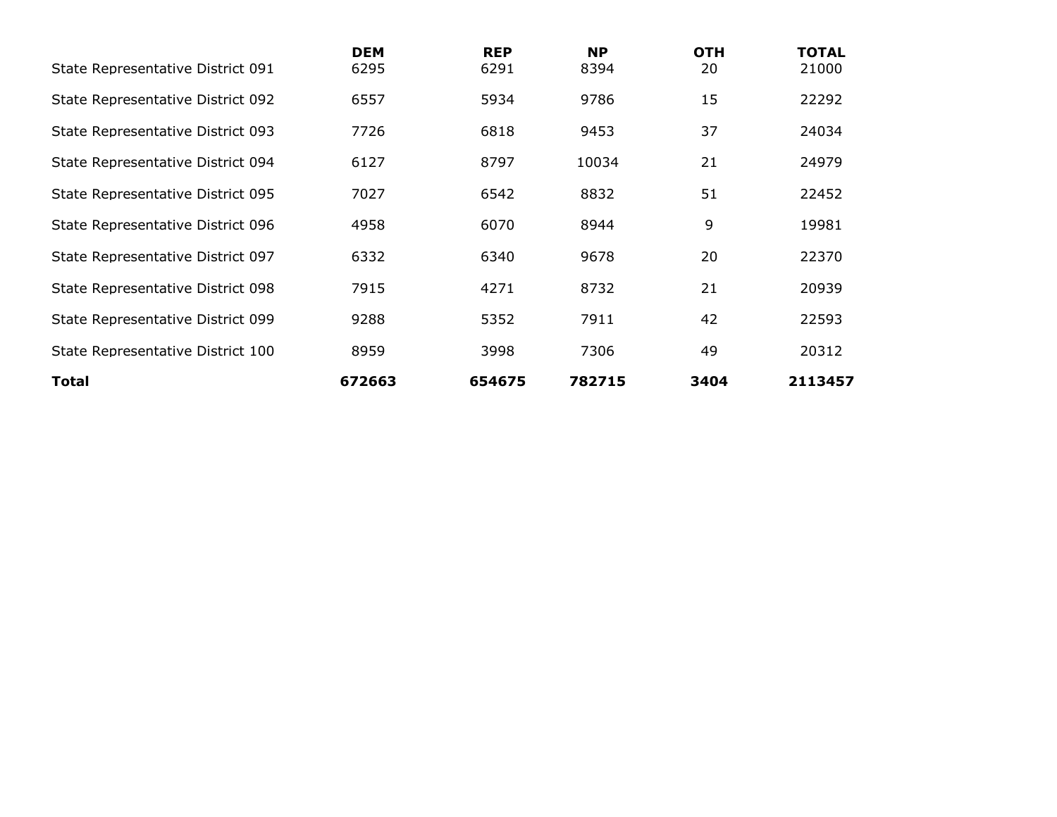| | DEM | REP | NP | OTH | TOTAL |
|---|---|---|---|---|---|
| State Representative District 091 | 6295 | 6291 | 8394 | 20 | 21000 |
| State Representative District 092 | 6557 | 5934 | 9786 | 15 | 22292 |
| State Representative District 093 | 7726 | 6818 | 9453 | 37 | 24034 |
| State Representative District 094 | 6127 | 8797 | 10034 | 21 | 24979 |
| State Representative District 095 | 7027 | 6542 | 8832 | 51 | 22452 |
| State Representative District 096 | 4958 | 6070 | 8944 | 9 | 19981 |
| State Representative District 097 | 6332 | 6340 | 9678 | 20 | 22370 |
| State Representative District 098 | 7915 | 4271 | 8732 | 21 | 20939 |
| State Representative District 099 | 9288 | 5352 | 7911 | 42 | 22593 |
| State Representative District 100 | 8959 | 3998 | 7306 | 49 | 20312 |
| **Total** | **672663** | **654675** | **782715** | **3404** | **2113457** |